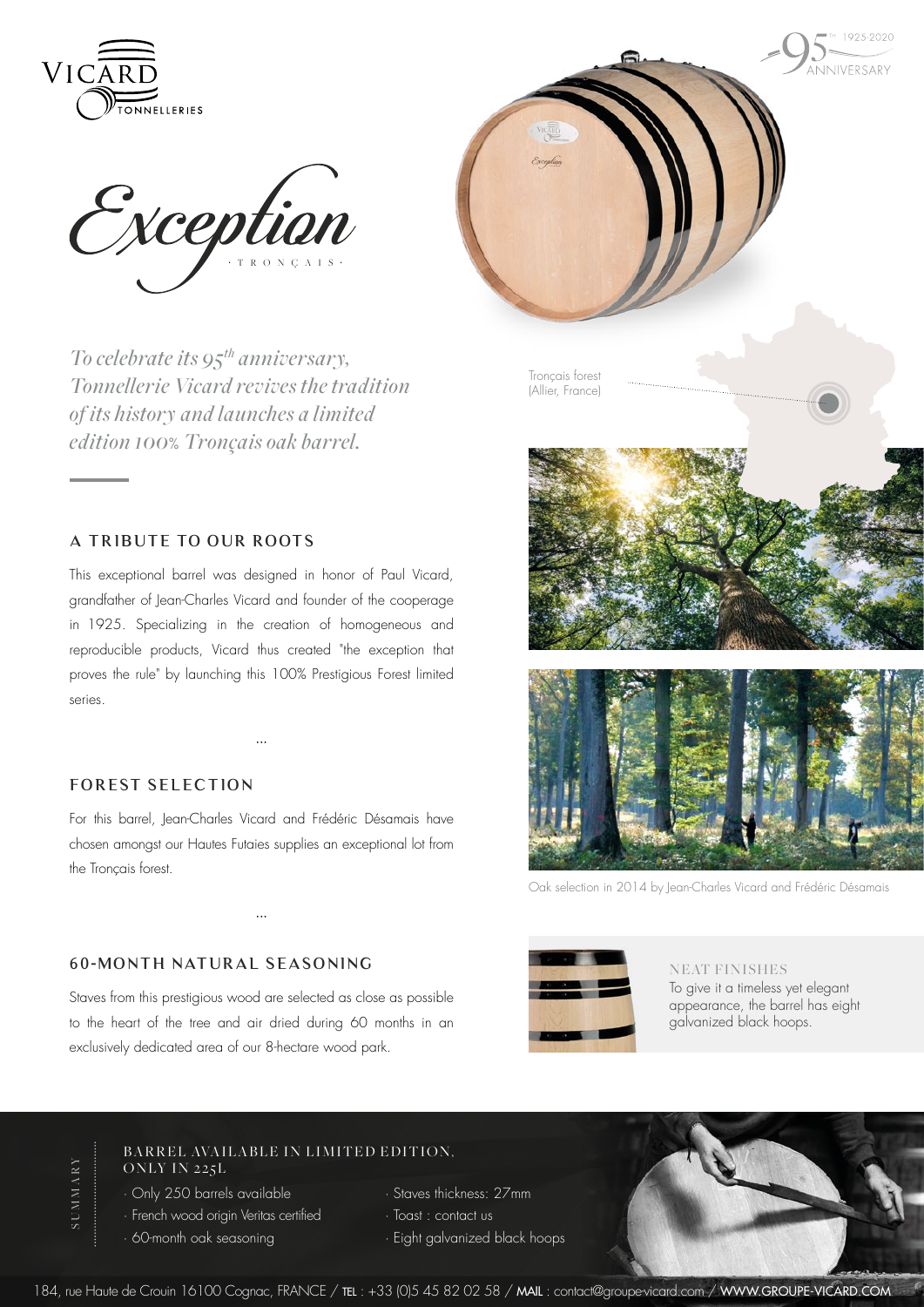VICARD TONNELLERIES

95TH ANNIVERSARY 1925-2020

# Exception

· TRONÇAIS ·

*To celebrate its 95th anniversary, Tonnellerie Vicard revives the tradition of its history and launches a limited edition 100% Tronçais oak barrel.*

## A TRIBUTE TO OUR ROOTS

This exceptional barrel was designed in honor of Paul Vicard, grandfather of Jean-Charles Vicard and founder of the cooperage in 1925. Specializing in the creation of homogeneous and reproducible products, Vicard thus created "the exception that proves the rule" by launching this 100% Prestigious Forest limited series.

...

## FOREST SELECTION

For this barrel, Jean-Charles Vicard and Frédéric Désamais have chosen amongst our Hautes Futaies supplies an exceptional lot from the Tronçais forest.

...

## 60-MONTH NATURAL SEASONING

Staves from this prestigious wood are selected as close as possible to the heart of the tree and air dried during 60 months in an exclusively dedicated area of our 8-hectare wood park.

Tronçais forest (Allier, France)

Oak selection in 2014 by Jean-Charles Vicard and Frédéric Désamais

### NEAT FINISHES

To give it a timeless yet elegant appearance, the barrel has eight galvanized black hoops.

### SUMMARY

BARREL AVAILABLE IN LIMITED EDITION, ONLY IN 225L

- Only 250 barrels available
- French wood origin Veritas certified
- 60-month oak seasoning
- Staves thickness: 27mm
- Toast : contact us
- Eight galvanized black hoops

184, rue Haute de Crouin 16100 Cognac, FRANCE / TEL : +33 (0)5 45 82 02 58 / MAIL : contact@groupe-vicard.com / WWW.GROUPE-VICARD.COM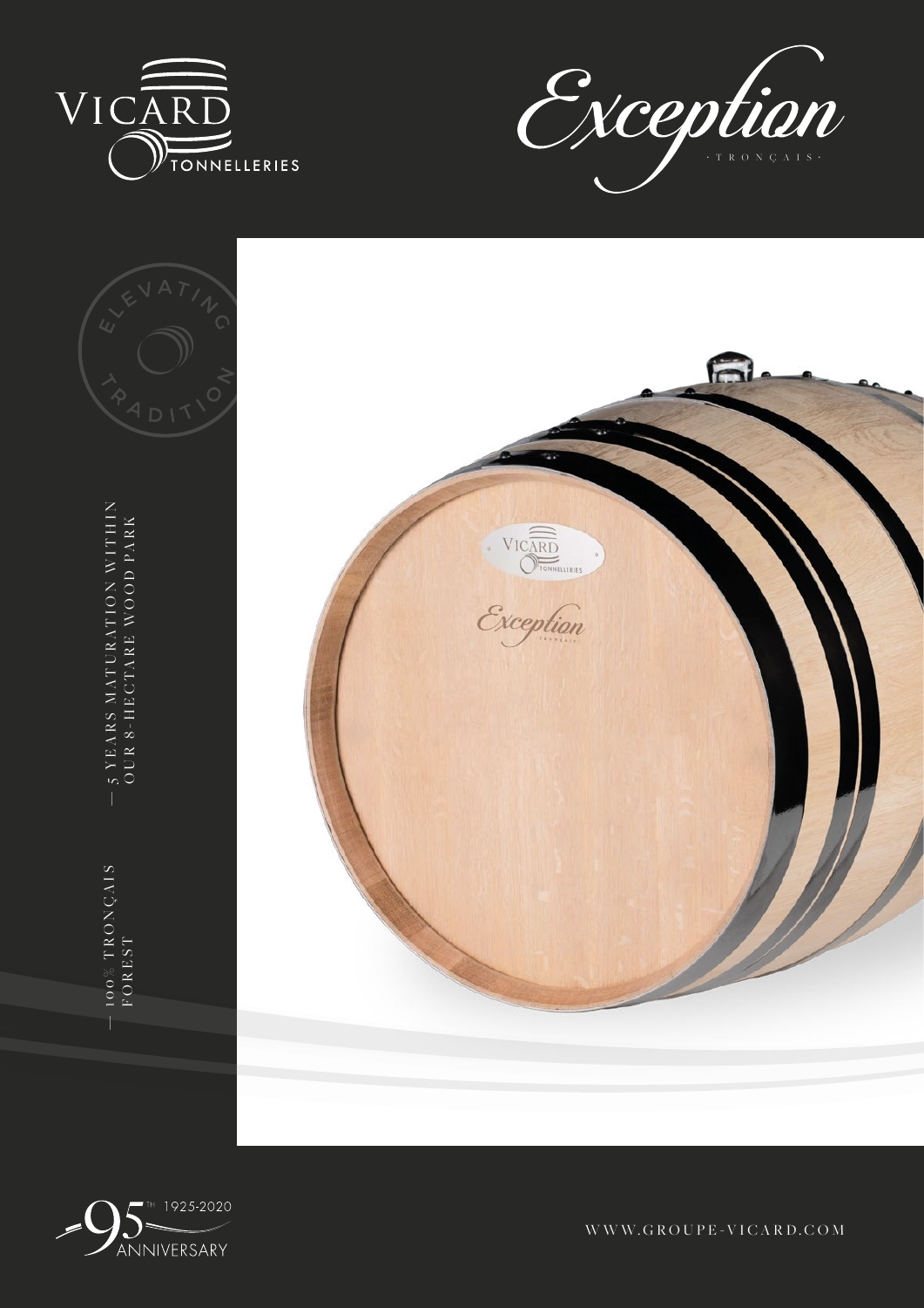VICARD TONNELLERIES

# Exception

· TRONÇAIS ·

ELEVATING TRADITION

— 100% TRONÇAIS FOREST

— 5 YEARS MATURATION WITHIN OUR 8-HECTARE WOOD PARK

95TH 1925-2020 ANNIVERSARY

WWW.GROUPE-VICARD.COM